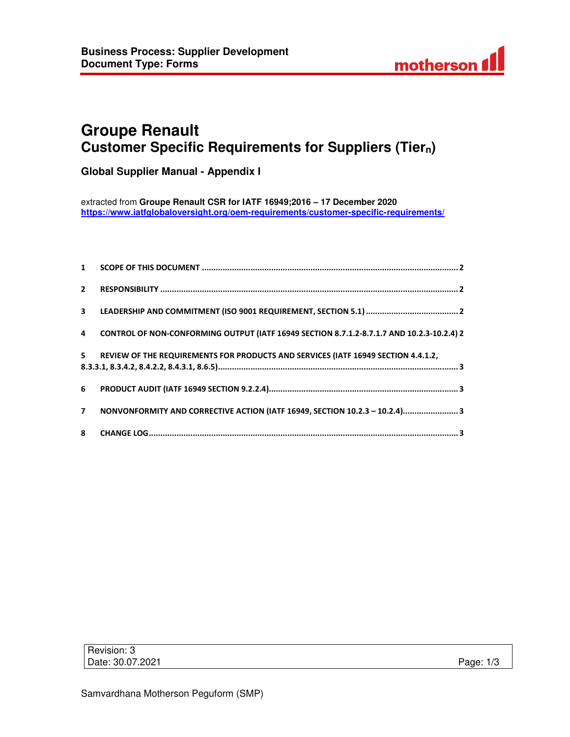# Groupe Renault

## Customer Specific Requirements for Suppliers (Tier$_n$)

### Global Supplier Manual - Appendix I

extracted from **Groupe Renault CSR for IATF 16949;2016 – 17 December 2020**
**https://www.iatfglobaloversight.org/oem-requirements/customer-specific-requirements/**

1 SCOPE OF THIS DOCUMENT .......... 2

2 RESPONSIBILITY .......... 2

3 LEADERSHIP AND COMMITMENT (ISO 9001 REQUIREMENT, SECTION 5.1) .......... 2

4 CONTROL OF NON-CONFORMING OUTPUT (IATF 16949 SECTION 8.7.1.2-8.7.1.7 AND 10.2.3-10.2.4) 2

5 REVIEW OF THE REQUIREMENTS FOR PRODUCTS AND SERVICES (IATF 16949 SECTION 4.4.1.2, 8.3.3.1, 8.3.4.2, 8.4.2.2, 8.4.3.1, 8.6.5) .......... 3

6 PRODUCT AUDIT (IATF 16949 SECTION 9.2.2.4) .......... 3

7 NONVONFORMITY AND CORRECTIVE ACTION (IATF 16949, SECTION 10.2.3 – 10.2.4) .......... 3

8 CHANGE LOG .......... 3

| Revision: 3 | |
|---|---|
| Date: 30.07.2021 | Page: 1/3 |

Samvardhana Motherson Peguform (SMP)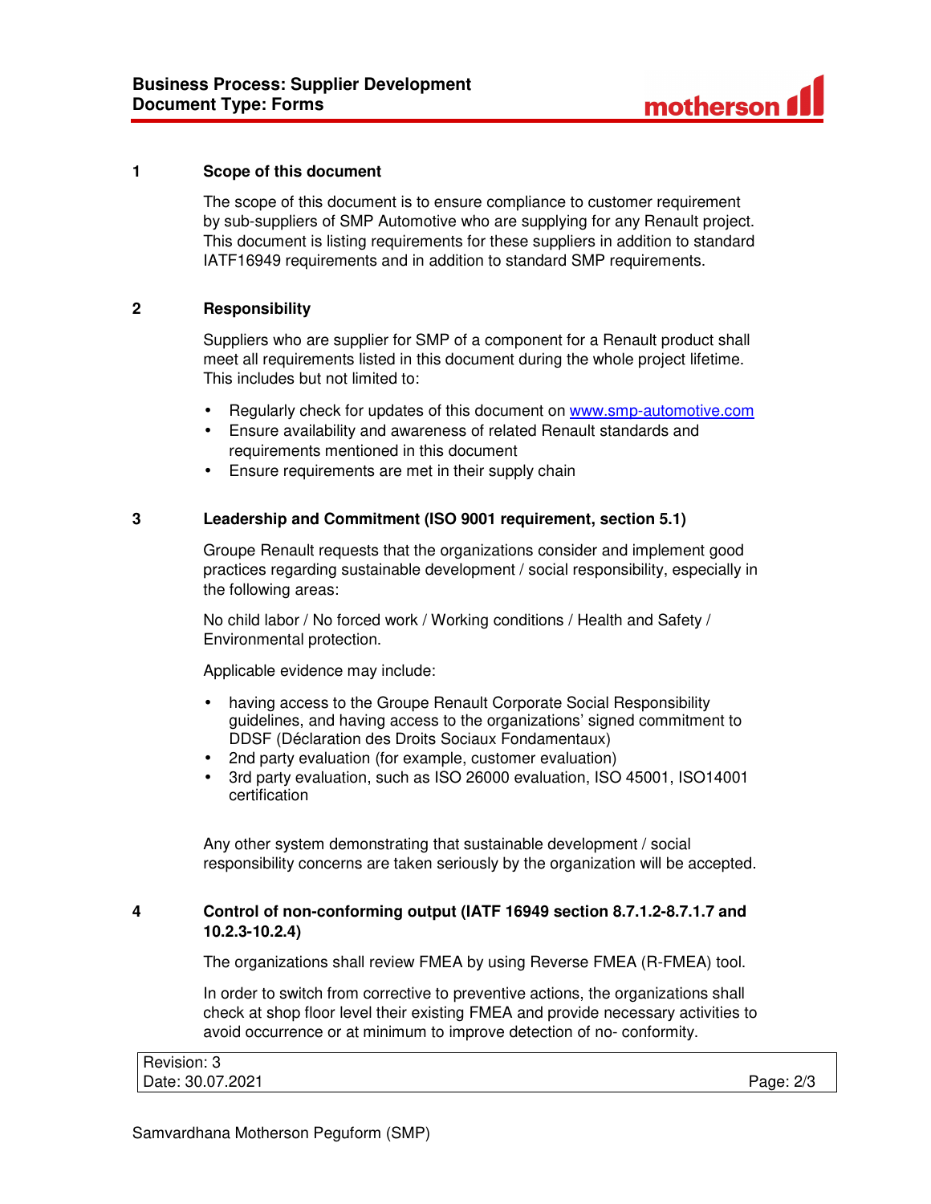## 1 Scope of this document

The scope of this document is to ensure compliance to customer requirement by sub-suppliers of SMP Automotive who are supplying for any Renault project. This document is listing requirements for these suppliers in addition to standard IATF16949 requirements and in addition to standard SMP requirements.

## 2 Responsibility

Suppliers who are supplier for SMP of a component for a Renault product shall meet all requirements listed in this document during the whole project lifetime. This includes but not limited to:

- Regularly check for updates of this document on www.smp-automotive.com
- Ensure availability and awareness of related Renault standards and requirements mentioned in this document
- Ensure requirements are met in their supply chain

## 3 Leadership and Commitment (ISO 9001 requirement, section 5.1)

Groupe Renault requests that the organizations consider and implement good practices regarding sustainable development / social responsibility, especially in the following areas:

No child labor / No forced work / Working conditions / Health and Safety / Environmental protection.

Applicable evidence may include:

- having access to the Groupe Renault Corporate Social Responsibility guidelines, and having access to the organizations' signed commitment to DDSF (Déclaration des Droits Sociaux Fondamentaux)
- 2nd party evaluation (for example, customer evaluation)
- 3rd party evaluation, such as ISO 26000 evaluation, ISO 45001, ISO14001 certification

Any other system demonstrating that sustainable development / social responsibility concerns are taken seriously by the organization will be accepted.

## 4 Control of non-conforming output (IATF 16949 section 8.7.1.2-8.7.1.7 and 10.2.3-10.2.4)

The organizations shall review FMEA by using Reverse FMEA (R-FMEA) tool.

In order to switch from corrective to preventive actions, the organizations shall check at shop floor level their existing FMEA and provide necessary activities to avoid occurrence or at minimum to improve detection of no- conformity.

| Revision: 3 | |
|---|---|
| Date: 30.07.2021 | |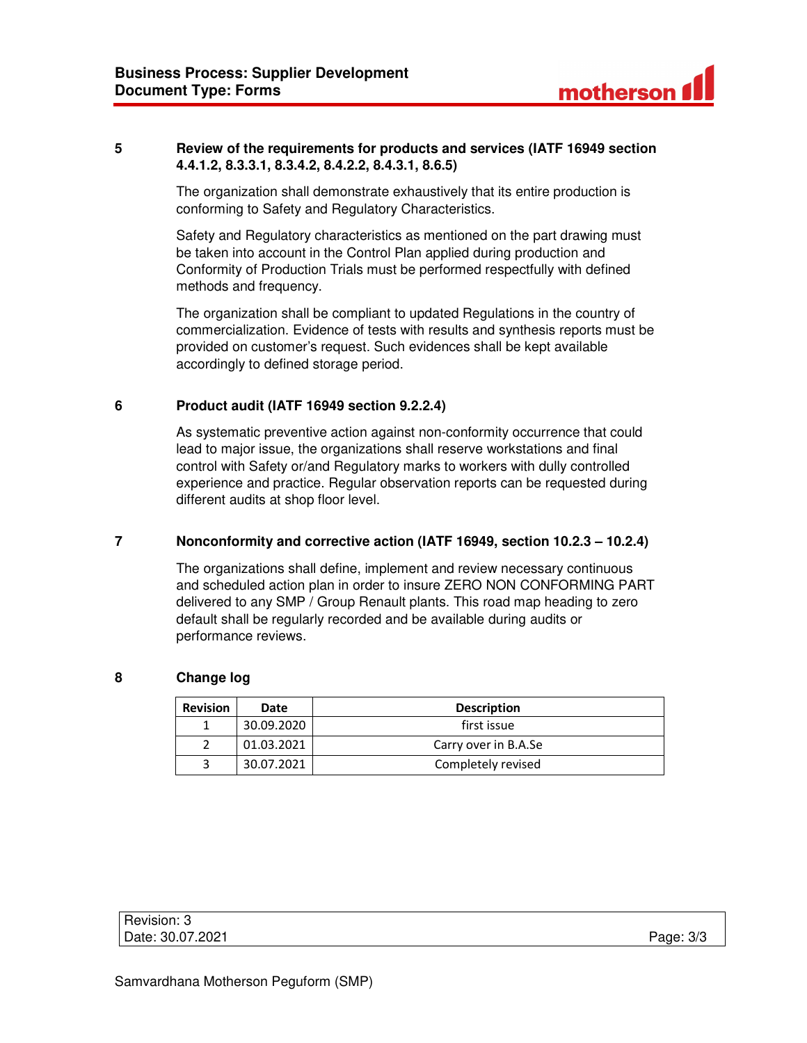## 5 Review of the requirements for products and services (IATF 16949 section 4.4.1.2, 8.3.3.1, 8.3.4.2, 8.4.2.2, 8.4.3.1, 8.6.5)

The organization shall demonstrate exhaustively that its entire production is conforming to Safety and Regulatory Characteristics.

Safety and Regulatory characteristics as mentioned on the part drawing must be taken into account in the Control Plan applied during production and Conformity of Production Trials must be performed respectfully with defined methods and frequency.

The organization shall be compliant to updated Regulations in the country of commercialization. Evidence of tests with results and synthesis reports must be provided on customer's request. Such evidences shall be kept available accordingly to defined storage period.

## 6 Product audit (IATF 16949 section 9.2.2.4)

As systematic preventive action against non-conformity occurrence that could lead to major issue, the organizations shall reserve workstations and final control with Safety or/and Regulatory marks to workers with dully controlled experience and practice. Regular observation reports can be requested during different audits at shop floor level.

## 7 Nonconformity and corrective action (IATF 16949, section 10.2.3 – 10.2.4)

The organizations shall define, implement and review necessary continuous and scheduled action plan in order to insure ZERO NON CONFORMING PART delivered to any SMP / Group Renault plants. This road map heading to zero default shall be regularly recorded and be available during audits or performance reviews.

## 8 Change log

| Revision | Date | Description |
|---|---|---|
| 1 | 30.09.2020 | first issue |
| 2 | 01.03.2021 | Carry over in B.A.Se |
| 3 | 30.07.2021 | Completely revised |